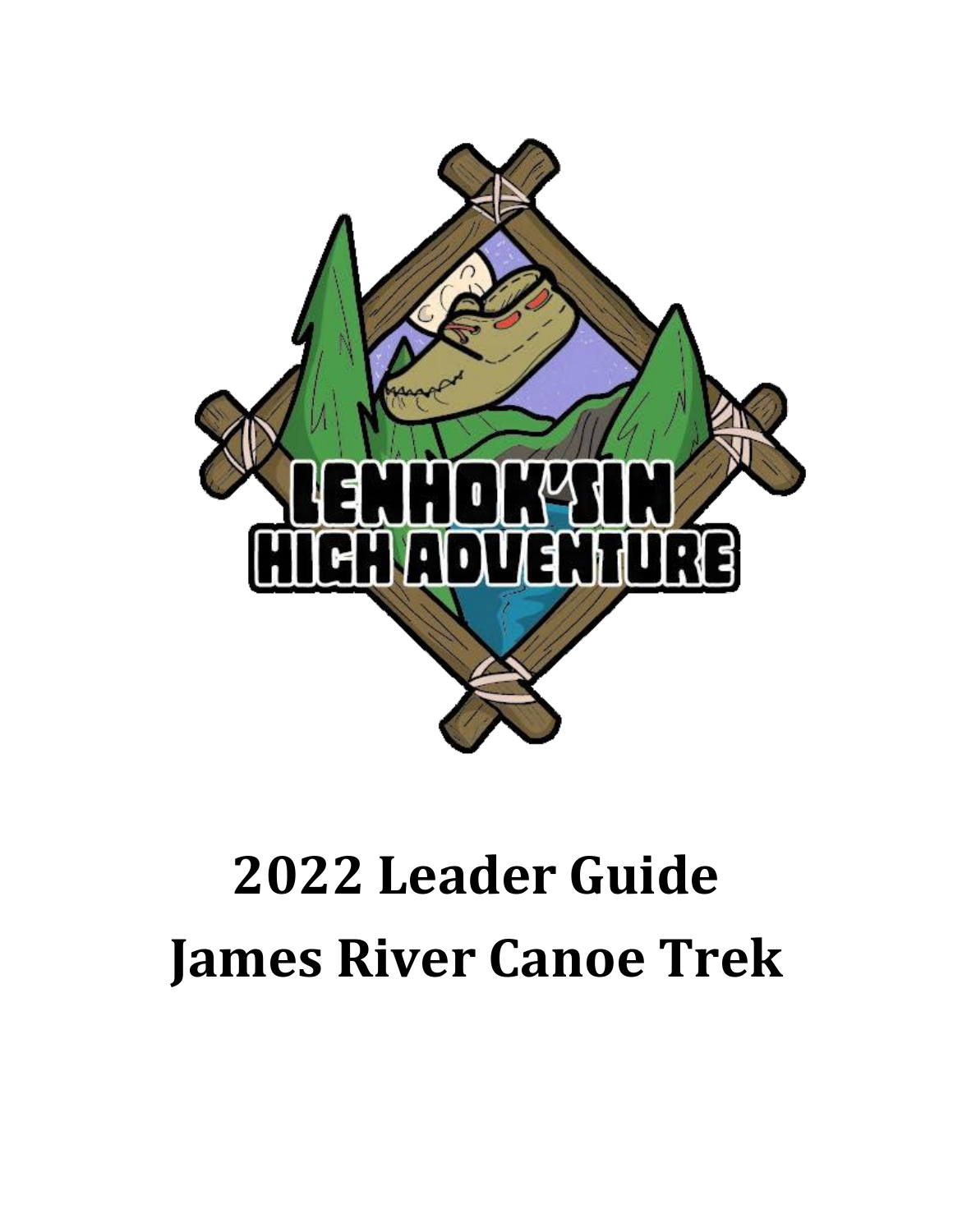# 2022 Leader Guide

# James River Canoe Trek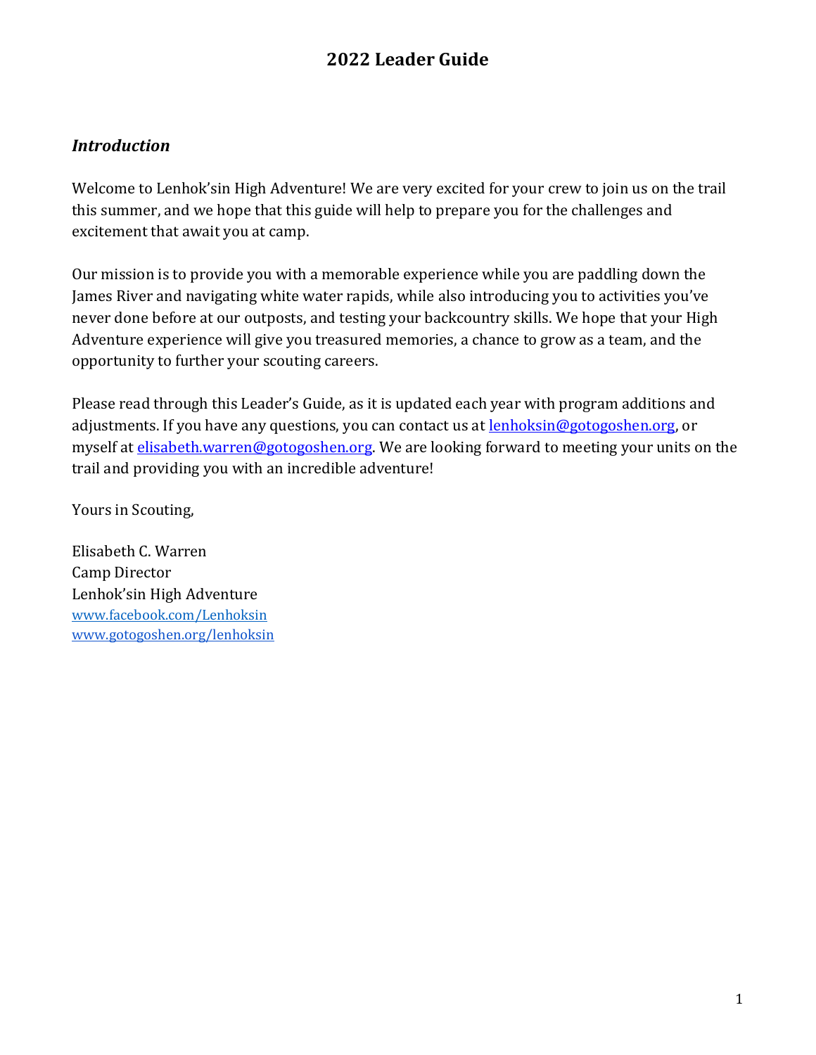# 2022 Leader Guide

## *Introduction*

Welcome to Lenhok'sin High Adventure! We are very excited for your crew to join us on the trail this summer, and we hope that this guide will help to prepare you for the challenges and excitement that await you at camp.

Our mission is to provide you with a memorable experience while you are paddling down the James River and navigating white water rapids, while also introducing you to activities you've never done before at our outposts, and testing your backcountry skills. We hope that your High Adventure experience will give you treasured memories, a chance to grow as a team, and the opportunity to further your scouting careers.

Please read through this Leader's Guide, as it is updated each year with program additions and adjustments. If you have any questions, you can contact us at lenhoksin@gotogoshen.org, or myself at elisabeth.warren@gotogoshen.org. We are looking forward to meeting your units on the trail and providing you with an incredible adventure!

Yours in Scouting,

Elisabeth C. Warren
Camp Director
Lenhok'sin High Adventure
www.facebook.com/Lenhoksin
www.gotogoshen.org/lenhoksin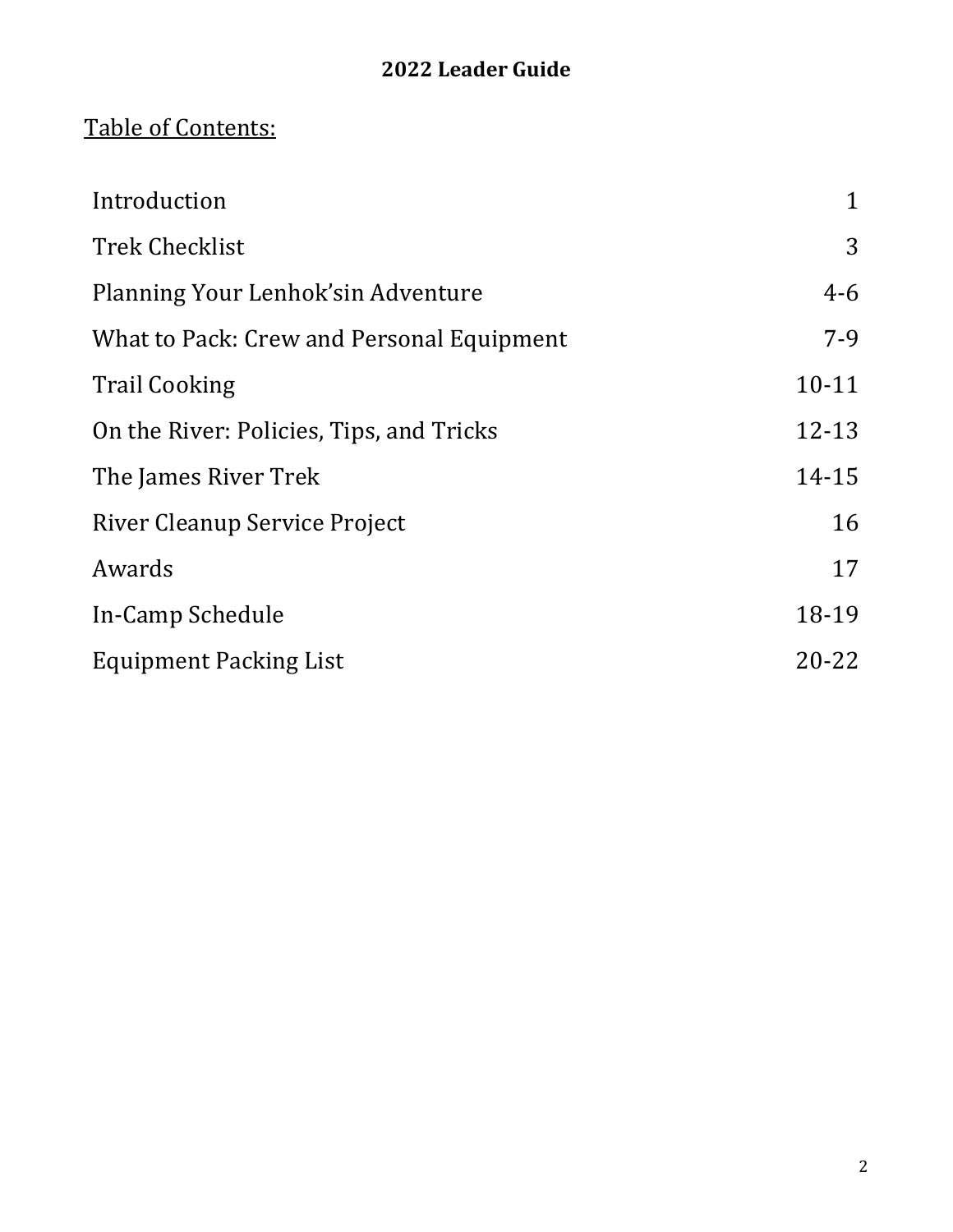**2022 Leader Guide**

Table of Contents:

| | |
|---|---|
| Introduction | 1 |
| Trek Checklist | 3 |
| Planning Your Lenhok'sin Adventure | 4-6 |
| What to Pack: Crew and Personal Equipment | 7-9 |
| Trail Cooking | 10-11 |
| On the River: Policies, Tips, and Tricks | 12-13 |
| The James River Trek | 14-15 |
| River Cleanup Service Project | 16 |
| Awards | 17 |
| In-Camp Schedule | 18-19 |
| Equipment Packing List | 20-22 |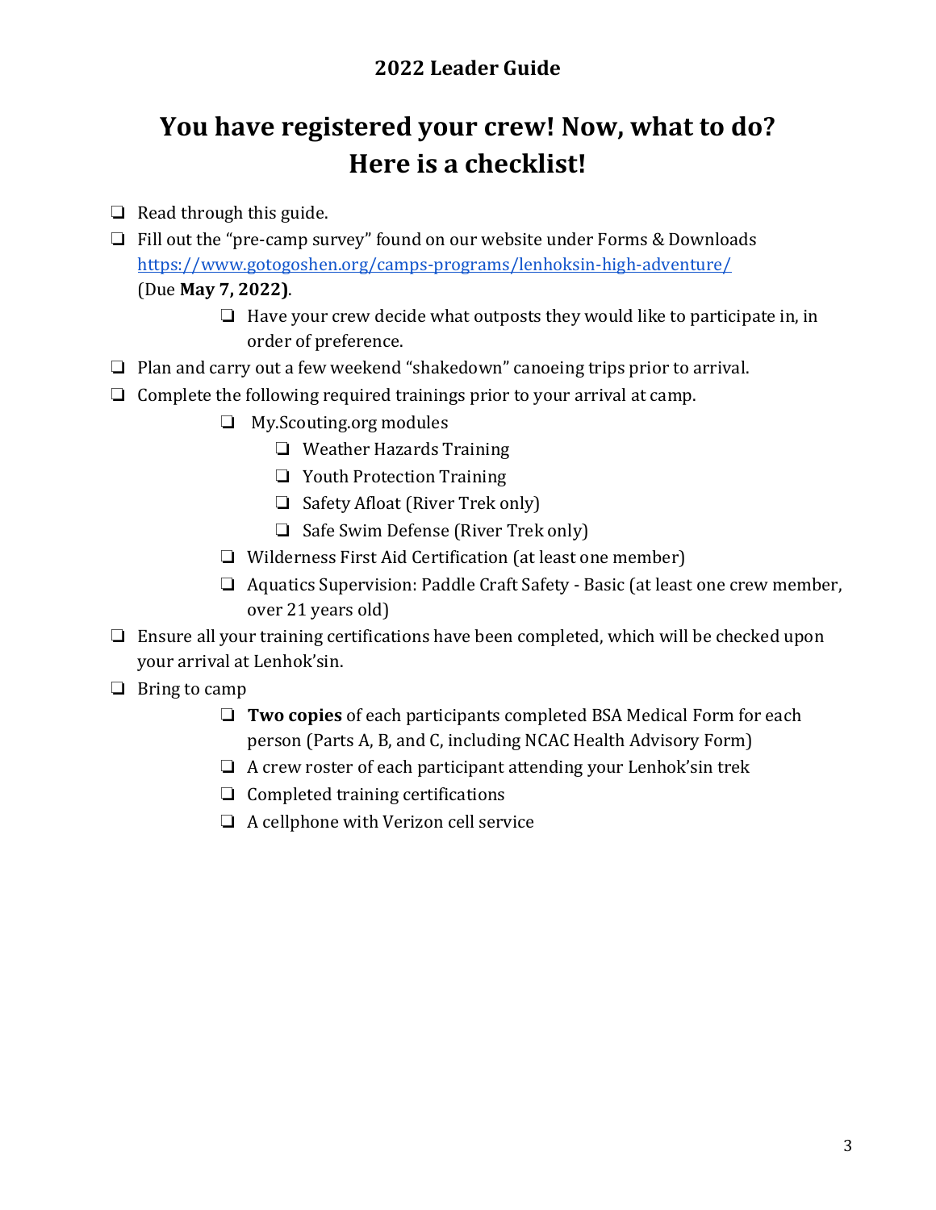## 2022 Leader Guide

# You have registered your crew! Now, what to do? Here is a checklist!

- ❑ Read through this guide.
- ❑ Fill out the "pre-camp survey" found on our website under Forms & Downloads https://www.gotogoshen.org/camps-programs/lenhoksin-high-adventure/ (Due **May 7, 2022)**.
    - ❑ Have your crew decide what outposts they would like to participate in, in order of preference.
- ❑ Plan and carry out a few weekend "shakedown" canoeing trips prior to arrival.
- ❑ Complete the following required trainings prior to your arrival at camp.
    - ❑ My.Scouting.org modules
        - ❑ Weather Hazards Training
        - ❑ Youth Protection Training
        - ❑ Safety Afloat (River Trek only)
        - ❑ Safe Swim Defense (River Trek only)
    - ❑ Wilderness First Aid Certification (at least one member)
    - ❑ Aquatics Supervision: Paddle Craft Safety - Basic (at least one crew member, over 21 years old)
- ❑ Ensure all your training certifications have been completed, which will be checked upon your arrival at Lenhok'sin.
- ❑ Bring to camp
    - ❑ **Two copies** of each participants completed BSA Medical Form for each person (Parts A, B, and C, including NCAC Health Advisory Form)
    - ❑ A crew roster of each participant attending your Lenhok'sin trek
    - ❑ Completed training certifications
    - ❑ A cellphone with Verizon cell service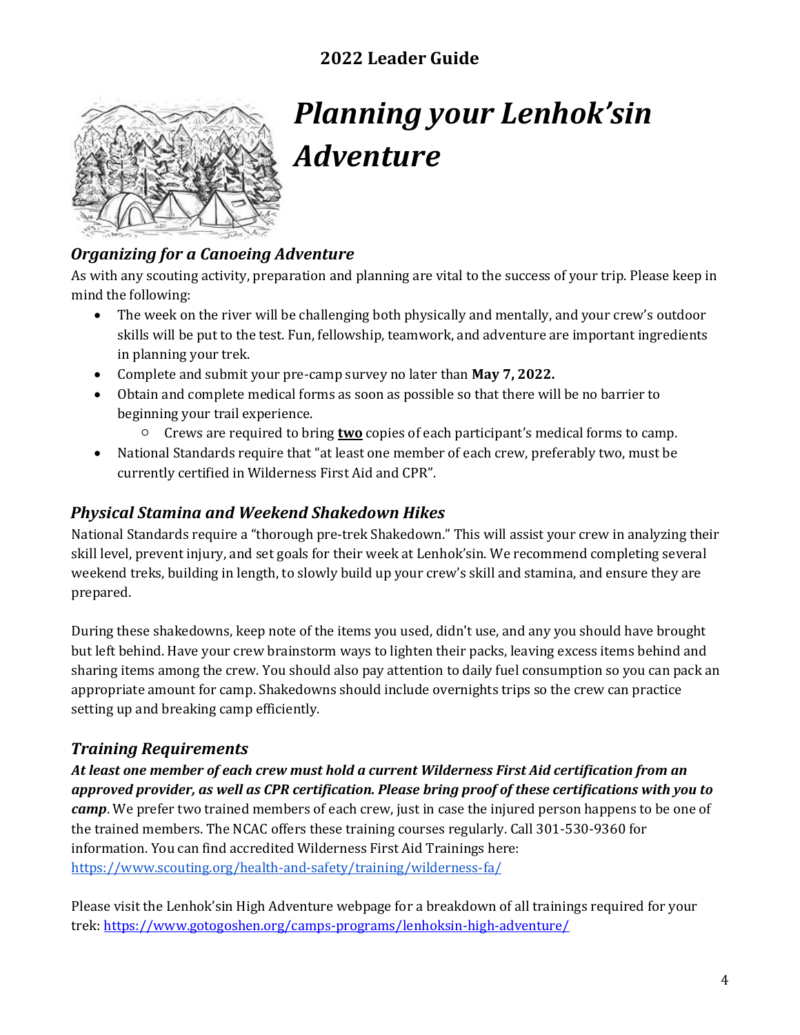# *Planning your Lenhok'sin Adventure*

## *Organizing for a Canoeing Adventure*

As with any scouting activity, preparation and planning are vital to the success of your trip. Please keep in mind the following:

- The week on the river will be challenging both physically and mentally, and your crew's outdoor skills will be put to the test. Fun, fellowship, teamwork, and adventure are important ingredients in planning your trek.
- Complete and submit your pre-camp survey no later than **May 7, 2022.**
- Obtain and complete medical forms as soon as possible so that there will be no barrier to beginning your trail experience.
    - Crews are required to bring **two** copies of each participant's medical forms to camp.
- National Standards require that "at least one member of each crew, preferably two, must be currently certified in Wilderness First Aid and CPR".

## *Physical Stamina and Weekend Shakedown Hikes*

National Standards require a "thorough pre-trek Shakedown." This will assist your crew in analyzing their skill level, prevent injury, and set goals for their week at Lenhok'sin. We recommend completing several weekend treks, building in length, to slowly build up your crew's skill and stamina, and ensure they are prepared.

During these shakedowns, keep note of the items you used, didn't use, and any you should have brought but left behind. Have your crew brainstorm ways to lighten their packs, leaving excess items behind and sharing items among the crew. You should also pay attention to daily fuel consumption so you can pack an appropriate amount for camp. Shakedowns should include overnights trips so the crew can practice setting up and breaking camp efficiently.

## *Training Requirements*

***At least one member of each crew must hold a current Wilderness First Aid certification from an approved provider, as well as CPR certification. Please bring proof of these certifications with you to camp***. We prefer two trained members of each crew, just in case the injured person happens to be one of the trained members. The NCAC offers these training courses regularly. Call 301-530-9360 for information. You can find accredited Wilderness First Aid Trainings here: https://www.scouting.org/health-and-safety/training/wilderness-fa/

Please visit the Lenhok'sin High Adventure webpage for a breakdown of all trainings required for your trek: https://www.gotogoshen.org/camps-programs/lenhoksin-high-adventure/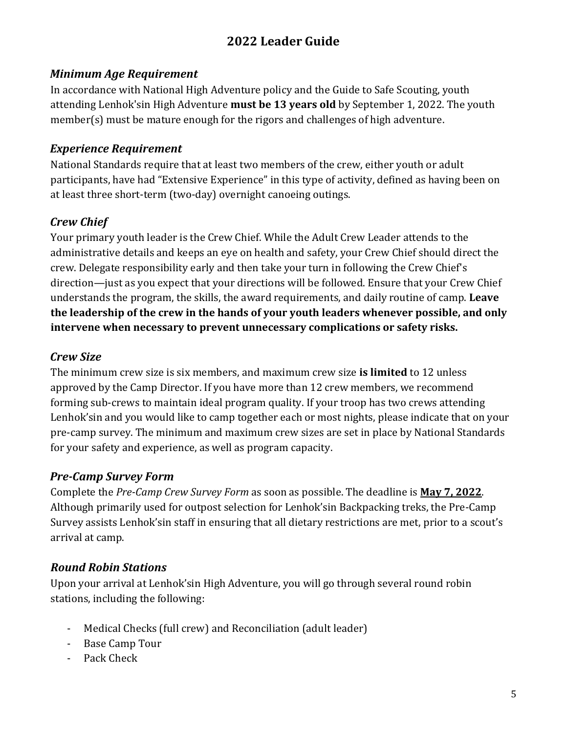# 2022 Leader Guide

### *Minimum Age Requirement*

In accordance with National High Adventure policy and the Guide to Safe Scouting, youth attending Lenhok'sin High Adventure **must be 13 years old** by September 1, 2022. The youth member(s) must be mature enough for the rigors and challenges of high adventure.

### *Experience Requirement*

National Standards require that at least two members of the crew, either youth or adult participants, have had “Extensive Experience” in this type of activity, defined as having been on at least three short-term (two-day) overnight canoeing outings.

### *Crew Chief*

Your primary youth leader is the Crew Chief. While the Adult Crew Leader attends to the administrative details and keeps an eye on health and safety, your Crew Chief should direct the crew. Delegate responsibility early and then take your turn in following the Crew Chief's direction—just as you expect that your directions will be followed. Ensure that your Crew Chief understands the program, the skills, the award requirements, and daily routine of camp. **Leave the leadership of the crew in the hands of your youth leaders whenever possible, and only intervene when necessary to prevent unnecessary complications or safety risks.**

### *Crew Size*

The minimum crew size is six members, and maximum crew size **is limited** to 12 unless approved by the Camp Director. If you have more than 12 crew members, we recommend forming sub-crews to maintain ideal program quality. If your troop has two crews attending Lenhok’sin and you would like to camp together each or most nights, please indicate that on your pre-camp survey. The minimum and maximum crew sizes are set in place by National Standards for your safety and experience, as well as program capacity.

### *Pre-Camp Survey Form*

Complete the *Pre-Camp Crew Survey Form* as soon as possible. The deadline is **<u>May 7, 2022</u>**. Although primarily used for outpost selection for Lenhok’sin Backpacking treks, the Pre-Camp Survey assists Lenhok’sin staff in ensuring that all dietary restrictions are met, prior to a scout’s arrival at camp.

### *Round Robin Stations*

Upon your arrival at Lenhok’sin High Adventure, you will go through several round robin stations, including the following:

- Medical Checks (full crew) and Reconciliation (adult leader)
- Base Camp Tour
- Pack Check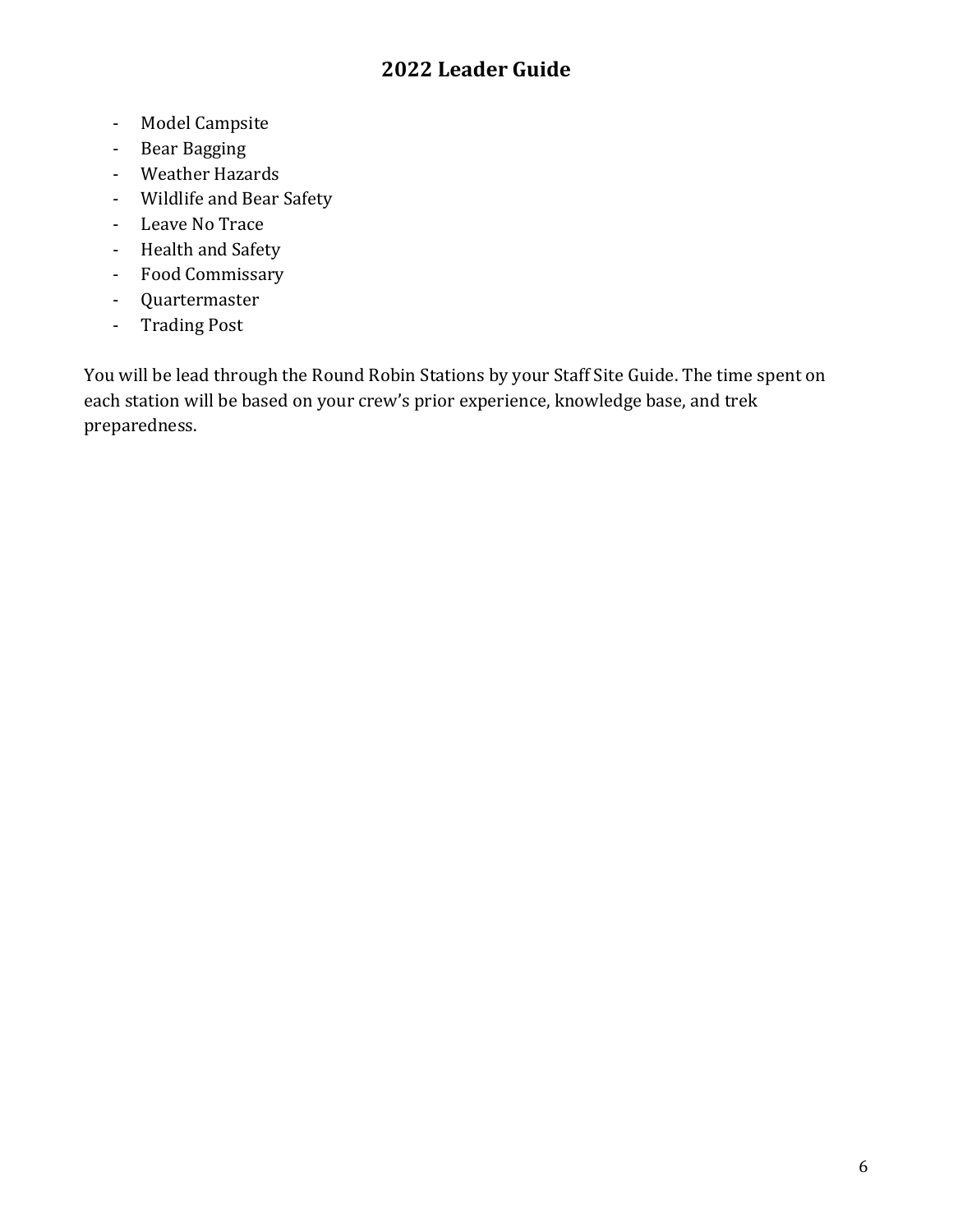- Model Campsite
- Bear Bagging
- Weather Hazards
- Wildlife and Bear Safety
- Leave No Trace
- Health and Safety
- Food Commissary
- Quartermaster
- Trading Post

You will be lead through the Round Robin Stations by your Staff Site Guide. The time spent on each station will be based on your crew's prior experience, knowledge base, and trek preparedness.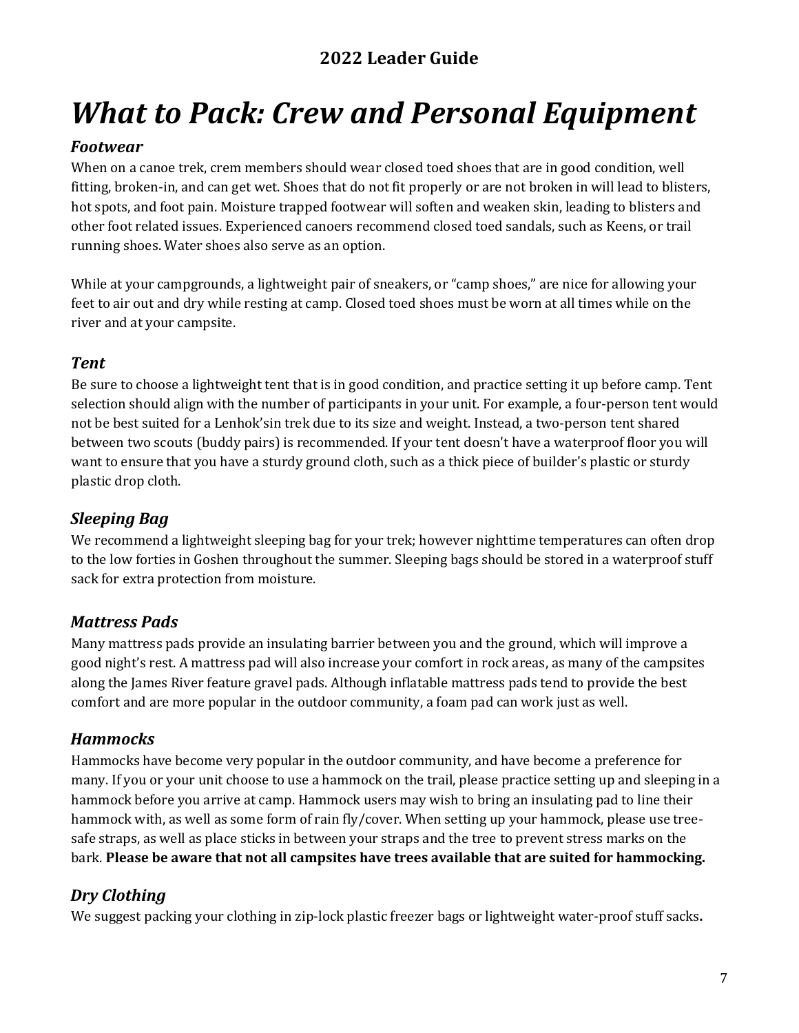# *What to Pack: Crew and Personal Equipment*

### *Footwear*

When on a canoe trek, crem members should wear closed toed shoes that are in good condition, well fitting, broken-in, and can get wet. Shoes that do not fit properly or are not broken in will lead to blisters, hot spots, and foot pain. Moisture trapped footwear will soften and weaken skin, leading to blisters and other foot related issues. Experienced canoers recommend closed toed sandals, such as Keens, or trail running shoes. Water shoes also serve as an option.

While at your campgrounds, a lightweight pair of sneakers, or "camp shoes," are nice for allowing your feet to air out and dry while resting at camp. Closed toed shoes must be worn at all times while on the river and at your campsite.

### *Tent*

Be sure to choose a lightweight tent that is in good condition, and practice setting it up before camp. Tent selection should align with the number of participants in your unit. For example, a four-person tent would not be best suited for a Lenhok'sin trek due to its size and weight. Instead, a two-person tent shared between two scouts (buddy pairs) is recommended. If your tent doesn't have a waterproof floor you will want to ensure that you have a sturdy ground cloth, such as a thick piece of builder's plastic or sturdy plastic drop cloth.

### *Sleeping Bag*

We recommend a lightweight sleeping bag for your trek; however nighttime temperatures can often drop to the low forties in Goshen throughout the summer. Sleeping bags should be stored in a waterproof stuff sack for extra protection from moisture.

### *Mattress Pads*

Many mattress pads provide an insulating barrier between you and the ground, which will improve a good night's rest. A mattress pad will also increase your comfort in rock areas, as many of the campsites along the James River feature gravel pads. Although inflatable mattress pads tend to provide the best comfort and are more popular in the outdoor community, a foam pad can work just as well.

### *Hammocks*

Hammocks have become very popular in the outdoor community, and have become a preference for many. If you or your unit choose to use a hammock on the trail, please practice setting up and sleeping in a hammock before you arrive at camp. Hammock users may wish to bring an insulating pad to line their hammock with, as well as some form of rain fly/cover. When setting up your hammock, please use tree-safe straps, as well as place sticks in between your straps and the tree to prevent stress marks on the bark. **Please be aware that not all campsites have trees available that are suited for hammocking.**

### *Dry Clothing*

We suggest packing your clothing in zip-lock plastic freezer bags or lightweight water-proof stuff sacks.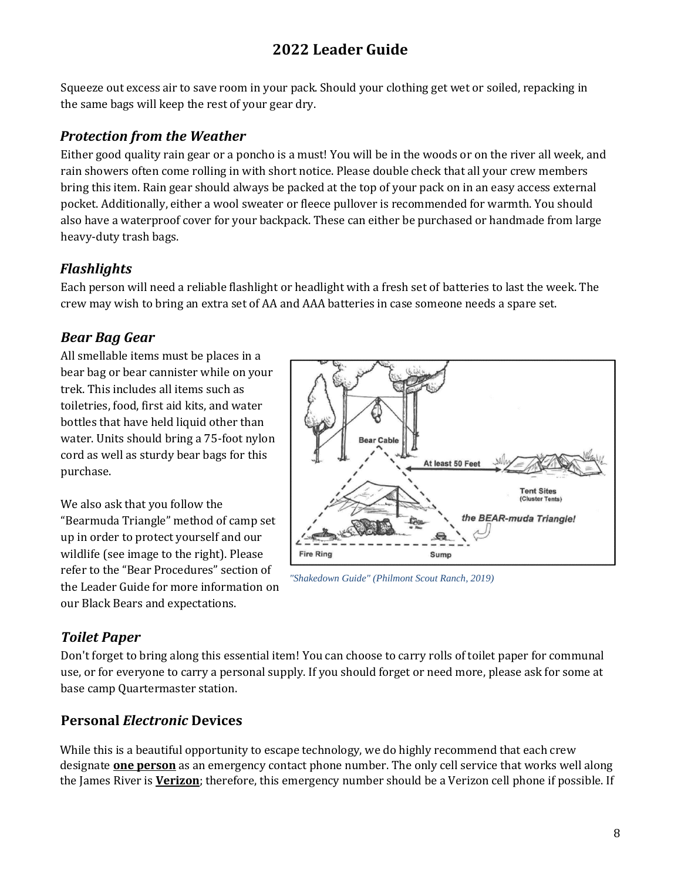Squeeze out excess air to save room in your pack. Should your clothing get wet or soiled, repacking in the same bags will keep the rest of your gear dry.

### *Protection from the Weather*

Either good quality rain gear or a poncho is a must! You will be in the woods or on the river all week, and rain showers often come rolling in with short notice. Please double check that all your crew members bring this item. Rain gear should always be packed at the top of your pack on in an easy access external pocket. Additionally, either a wool sweater or fleece pullover is recommended for warmth. You should also have a waterproof cover for your backpack. These can either be purchased or handmade from large heavy-duty trash bags.

### *Flashlights*

Each person will need a reliable flashlight or headlight with a fresh set of batteries to last the week. The crew may wish to bring an extra set of AA and AAA batteries in case someone needs a spare set.

### *Bear Bag Gear*

All smellable items must be places in a bear bag or bear cannister while on your trek. This includes all items such as toiletries, food, first aid kits, and water bottles that have held liquid other than water. Units should bring a 75-foot nylon cord as well as sturdy bear bags for this purchase.

We also ask that you follow the "Bearmuda Triangle" method of camp set up in order to protect yourself and our wildlife (see image to the right). Please refer to the "Bear Procedures" section of the Leader Guide for more information on our Black Bears and expectations.

*"Shakedown Guide" (Philmont Scout Ranch, 2019)*

### *Toilet Paper*

Don't forget to bring along this essential item! You can choose to carry rolls of toilet paper for communal use, or for everyone to carry a personal supply. If you should forget or need more, please ask for some at base camp Quartermaster station.

### Personal *Electronic* Devices

While this is a beautiful opportunity to escape technology, we do highly recommend that each crew designate **one person** as an emergency contact phone number. The only cell service that works well along the James River is **Verizon**; therefore, this emergency number should be a Verizon cell phone if possible. If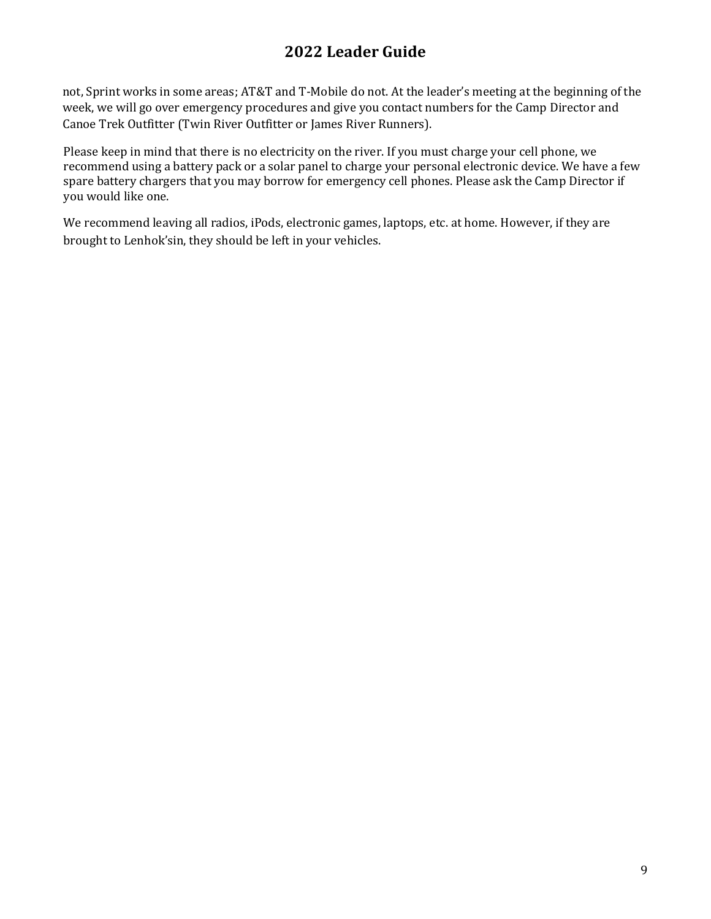not, Sprint works in some areas; AT&T and T-Mobile do not. At the leader's meeting at the beginning of the week, we will go over emergency procedures and give you contact numbers for the Camp Director and Canoe Trek Outfitter (Twin River Outfitter or James River Runners).

Please keep in mind that there is no electricity on the river. If you must charge your cell phone, we recommend using a battery pack or a solar panel to charge your personal electronic device. We have a few spare battery chargers that you may borrow for emergency cell phones. Please ask the Camp Director if you would like one.

We recommend leaving all radios, iPods, electronic games, laptops, etc. at home. However, if they are brought to Lenhok'sin, they should be left in your vehicles.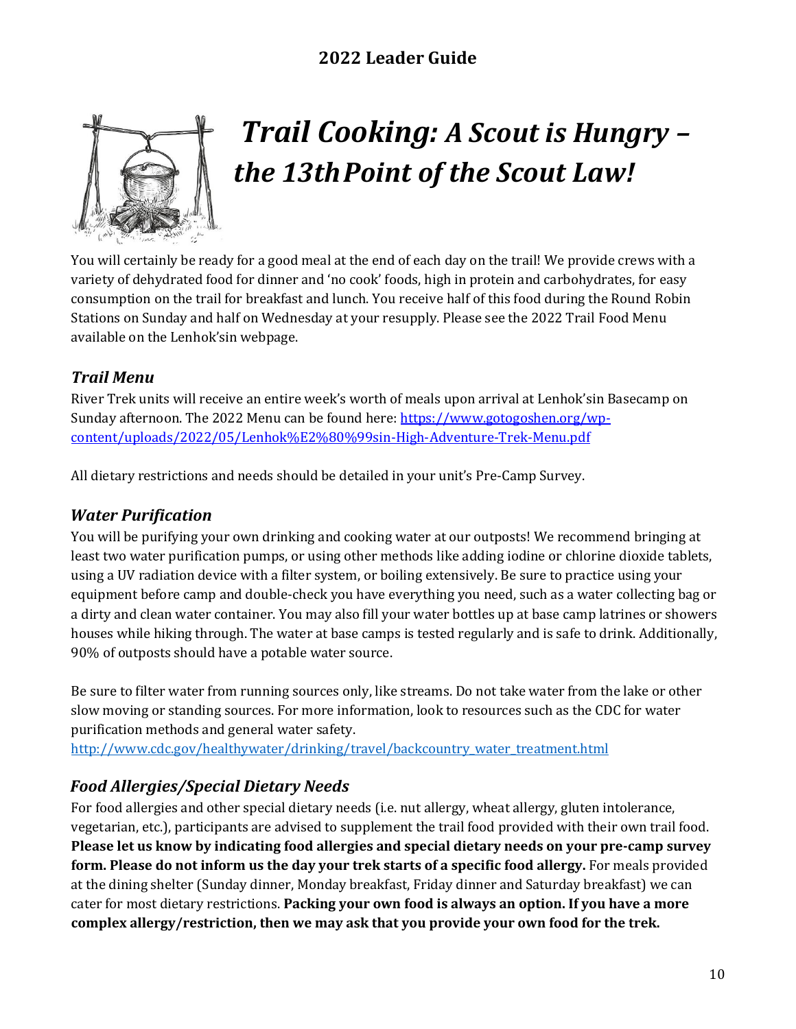# *Trail Cooking: A Scout is Hungry – the 13th Point of the Scout Law!*

You will certainly be ready for a good meal at the end of each day on the trail! We provide crews with a variety of dehydrated food for dinner and 'no cook' foods, high in protein and carbohydrates, for easy consumption on the trail for breakfast and lunch. You receive half of this food during the Round Robin Stations on Sunday and half on Wednesday at your resupply. Please see the 2022 Trail Food Menu available on the Lenhok'sin webpage.

## *Trail Menu*

River Trek units will receive an entire week's worth of meals upon arrival at Lenhok'sin Basecamp on Sunday afternoon. The 2022 Menu can be found here: [https://www.gotogoshen.org/wp-content/uploads/2022/05/Lenhok%E2%80%99sin-High-Adventure-Trek-Menu.pdf](https://www.gotogoshen.org/wp-content/uploads/2022/05/Lenhok%E2%80%99sin-High-Adventure-Trek-Menu.pdf)

All dietary restrictions and needs should be detailed in your unit's Pre-Camp Survey.

## *Water Purification*

You will be purifying your own drinking and cooking water at our outposts! We recommend bringing at least two water purification pumps, or using other methods like adding iodine or chlorine dioxide tablets, using a UV radiation device with a filter system, or boiling extensively. Be sure to practice using your equipment before camp and double-check you have everything you need, such as a water collecting bag or a dirty and clean water container. You may also fill your water bottles up at base camp latrines or showers houses while hiking through. The water at base camps is tested regularly and is safe to drink. Additionally, 90% of outposts should have a potable water source.

Be sure to filter water from running sources only, like streams. Do not take water from the lake or other slow moving or standing sources. For more information, look to resources such as the CDC for water purification methods and general water safety.
[http://www.cdc.gov/healthywater/drinking/travel/backcountry_water_treatment.html](http://www.cdc.gov/healthywater/drinking/travel/backcountry_water_treatment.html)

## *Food Allergies/Special Dietary Needs*

For food allergies and other special dietary needs (i.e. nut allergy, wheat allergy, gluten intolerance, vegetarian, etc.), participants are advised to supplement the trail food provided with their own trail food. **Please let us know by indicating food allergies and special dietary needs on your pre-camp survey form. Please do not inform us the day your trek starts of a specific food allergy.** For meals provided at the dining shelter (Sunday dinner, Monday breakfast, Friday dinner and Saturday breakfast) we can cater for most dietary restrictions. **Packing your own food is always an option. If you have a more complex allergy/restriction, then we may ask that you provide your own food for the trek.**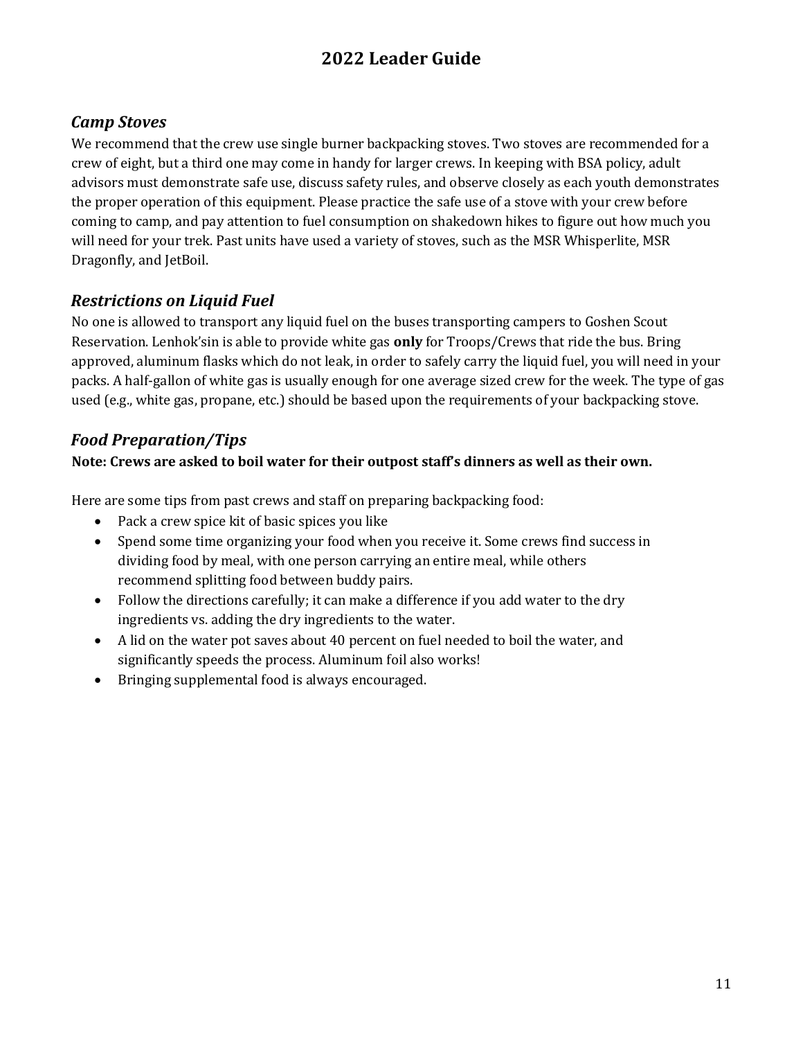## *Camp Stoves*

We recommend that the crew use single burner backpacking stoves. Two stoves are recommended for a crew of eight, but a third one may come in handy for larger crews. In keeping with BSA policy, adult advisors must demonstrate safe use, discuss safety rules, and observe closely as each youth demonstrates the proper operation of this equipment. Please practice the safe use of a stove with your crew before coming to camp, and pay attention to fuel consumption on shakedown hikes to figure out how much you will need for your trek. Past units have used a variety of stoves, such as the MSR Whisperlite, MSR Dragonfly, and JetBoil.

## *Restrictions on Liquid Fuel*

No one is allowed to transport any liquid fuel on the buses transporting campers to Goshen Scout Reservation. Lenhok'sin is able to provide white gas **only** for Troops/Crews that ride the bus. Bring approved, aluminum flasks which do not leak, in order to safely carry the liquid fuel, you will need in your packs. A half-gallon of white gas is usually enough for one average sized crew for the week. The type of gas used (e.g., white gas, propane, etc.) should be based upon the requirements of your backpacking stove.

## *Food Preparation/Tips*

**Note: Crews are asked to boil water for their outpost staff's dinners as well as their own.**

Here are some tips from past crews and staff on preparing backpacking food:

- Pack a crew spice kit of basic spices you like
- Spend some time organizing your food when you receive it. Some crews find success in dividing food by meal, with one person carrying an entire meal, while others recommend splitting food between buddy pairs.
- Follow the directions carefully; it can make a difference if you add water to the dry ingredients vs. adding the dry ingredients to the water.
- A lid on the water pot saves about 40 percent on fuel needed to boil the water, and significantly speeds the process. Aluminum foil also works!
- Bringing supplemental food is always encouraged.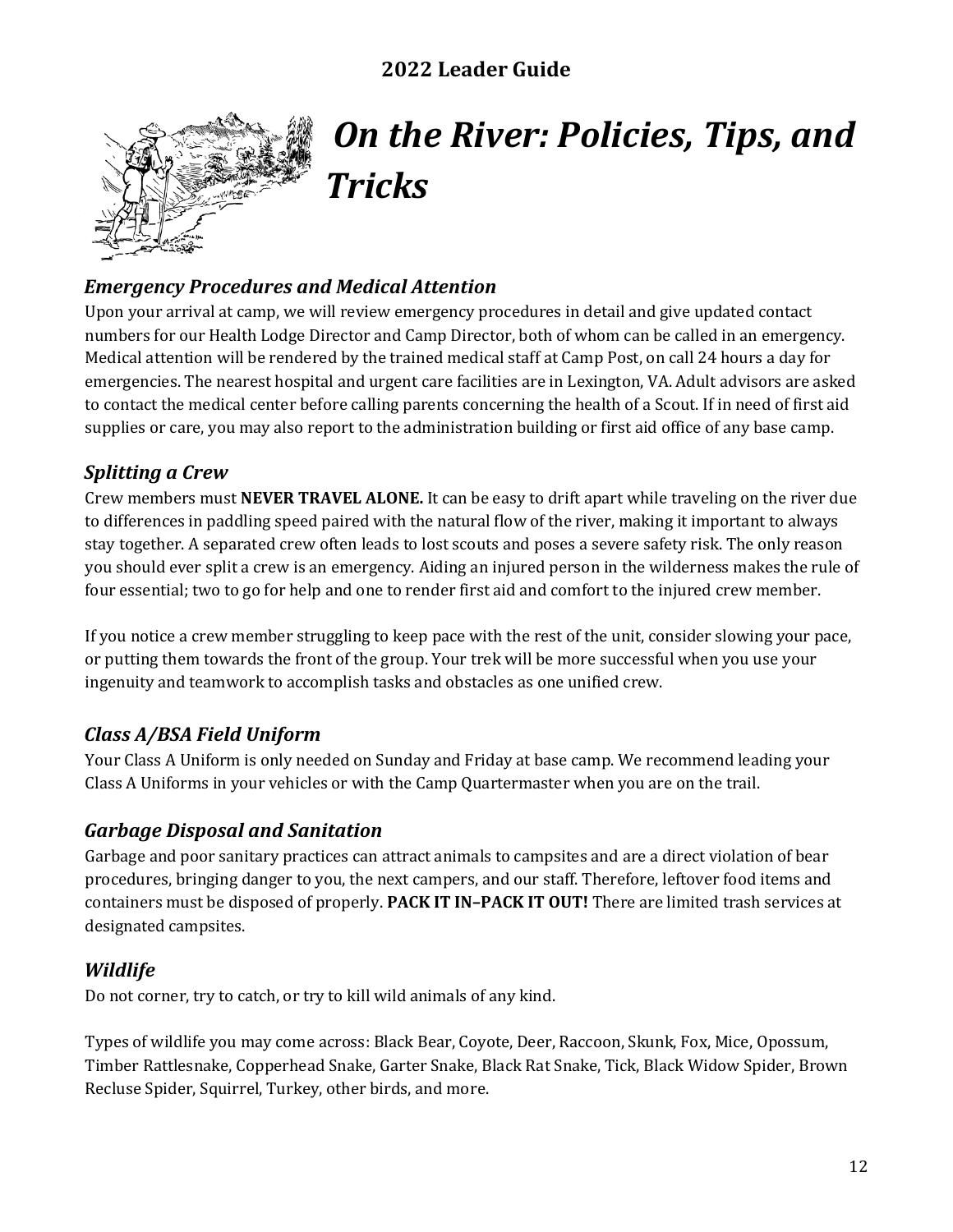# *On the River: Policies, Tips, and Tricks*

### *Emergency Procedures and Medical Attention*

Upon your arrival at camp, we will review emergency procedures in detail and give updated contact numbers for our Health Lodge Director and Camp Director, both of whom can be called in an emergency. Medical attention will be rendered by the trained medical staff at Camp Post, on call 24 hours a day for emergencies. The nearest hospital and urgent care facilities are in Lexington, VA. Adult advisors are asked to contact the medical center before calling parents concerning the health of a Scout. If in need of first aid supplies or care, you may also report to the administration building or first aid office of any base camp.

### *Splitting a Crew*

Crew members must **NEVER TRAVEL ALONE.** It can be easy to drift apart while traveling on the river due to differences in paddling speed paired with the natural flow of the river, making it important to always stay together. A separated crew often leads to lost scouts and poses a severe safety risk. The only reason you should ever split a crew is an emergency. Aiding an injured person in the wilderness makes the rule of four essential; two to go for help and one to render first aid and comfort to the injured crew member.

If you notice a crew member struggling to keep pace with the rest of the unit, consider slowing your pace, or putting them towards the front of the group. Your trek will be more successful when you use your ingenuity and teamwork to accomplish tasks and obstacles as one unified crew.

### *Class A/BSA Field Uniform*

Your Class A Uniform is only needed on Sunday and Friday at base camp. We recommend leading your Class A Uniforms in your vehicles or with the Camp Quartermaster when you are on the trail.

### *Garbage Disposal and Sanitation*

Garbage and poor sanitary practices can attract animals to campsites and are a direct violation of bear procedures, bringing danger to you, the next campers, and our staff. Therefore, leftover food items and containers must be disposed of properly. **PACK IT IN–PACK IT OUT!** There are limited trash services at designated campsites.

### *Wildlife*

Do not corner, try to catch, or try to kill wild animals of any kind.

Types of wildlife you may come across: Black Bear, Coyote, Deer, Raccoon, Skunk, Fox, Mice, Opossum, Timber Rattlesnake, Copperhead Snake, Garter Snake, Black Rat Snake, Tick, Black Widow Spider, Brown Recluse Spider, Squirrel, Turkey, other birds, and more.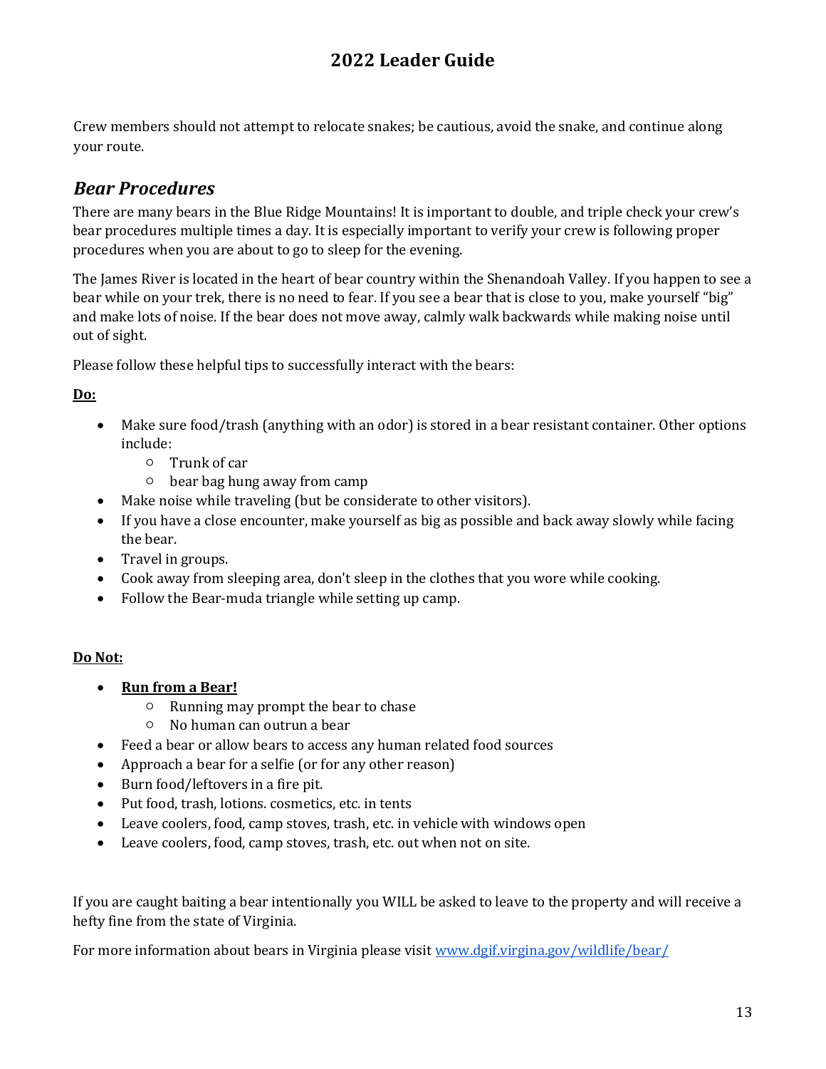Crew members should not attempt to relocate snakes; be cautious, avoid the snake, and continue along your route.

### *Bear Procedures*

There are many bears in the Blue Ridge Mountains! It is important to double, and triple check your crew's bear procedures multiple times a day. It is especially important to verify your crew is following proper procedures when you are about to go to sleep for the evening.

The James River is located in the heart of bear country within the Shenandoah Valley. If you happen to see a bear while on your trek, there is no need to fear. If you see a bear that is close to you, make yourself "big" and make lots of noise. If the bear does not move away, calmly walk backwards while making noise until out of sight.

Please follow these helpful tips to successfully interact with the bears:

**Do:**

- Make sure food/trash (anything with an odor) is stored in a bear resistant container. Other options include:
  - Trunk of car
  - bear bag hung away from camp
- Make noise while traveling (but be considerate to other visitors).
- If you have a close encounter, make yourself as big as possible and back away slowly while facing the bear.
- Travel in groups.
- Cook away from sleeping area, don't sleep in the clothes that you wore while cooking.
- Follow the Bear-muda triangle while setting up camp.

**Do Not:**

- **Run from a Bear!**
  - Running may prompt the bear to chase
  - No human can outrun a bear
- Feed a bear or allow bears to access any human related food sources
- Approach a bear for a selfie (or for any other reason)
- Burn food/leftovers in a fire pit.
- Put food, trash, lotions. cosmetics, etc. in tents
- Leave coolers, food, camp stoves, trash, etc. in vehicle with windows open
- Leave coolers, food, camp stoves, trash, etc. out when not on site.

If you are caught baiting a bear intentionally you WILL be asked to leave to the property and will receive a hefty fine from the state of Virginia.

For more information about bears in Virginia please visit www.dgif.virgina.gov/wildlife/bear/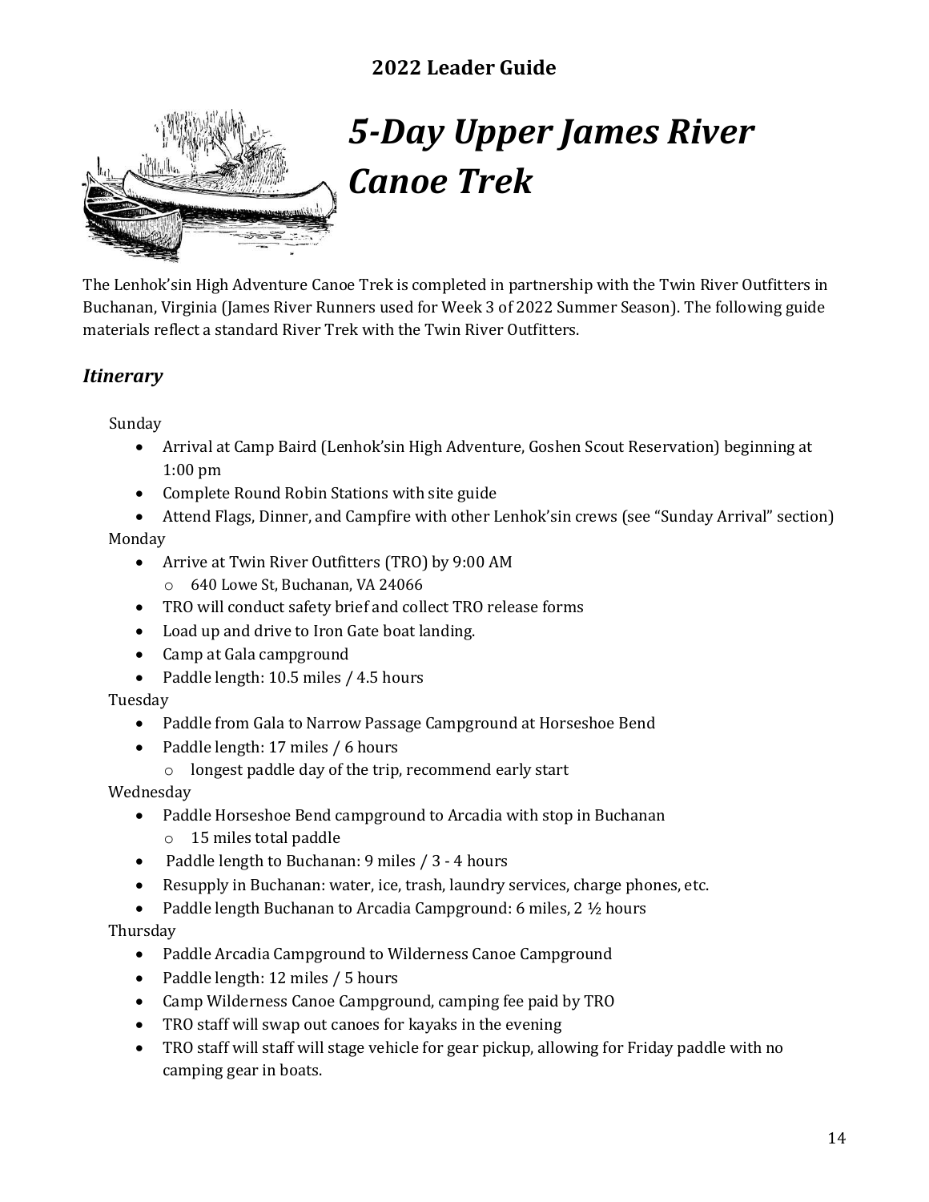## 2022 Leader Guide

# *5-Day Upper James River Canoe Trek*

The Lenhok'sin High Adventure Canoe Trek is completed in partnership with the Twin River Outfitters in Buchanan, Virginia (James River Runners used for Week 3 of 2022 Summer Season). The following guide materials reflect a standard River Trek with the Twin River Outfitters.

## *Itinerary*

Sunday

- Arrival at Camp Baird (Lenhok'sin High Adventure, Goshen Scout Reservation) beginning at 1:00 pm
- Complete Round Robin Stations with site guide
- Attend Flags, Dinner, and Campfire with other Lenhok'sin crews (see "Sunday Arrival" section)

Monday

- Arrive at Twin River Outfitters (TRO) by 9:00 AM
  - 640 Lowe St, Buchanan, VA 24066
- TRO will conduct safety brief and collect TRO release forms
- Load up and drive to Iron Gate boat landing.
- Camp at Gala campground
- Paddle length: 10.5 miles / 4.5 hours

Tuesday

- Paddle from Gala to Narrow Passage Campground at Horseshoe Bend
- Paddle length: 17 miles / 6 hours
  - longest paddle day of the trip, recommend early start

Wednesday

- Paddle Horseshoe Bend campground to Arcadia with stop in Buchanan
  - 15 miles total paddle
- Paddle length to Buchanan: 9 miles / 3 - 4 hours
- Resupply in Buchanan: water, ice, trash, laundry services, charge phones, etc.
- Paddle length Buchanan to Arcadia Campground: 6 miles, 2 ½ hours

Thursday

- Paddle Arcadia Campground to Wilderness Canoe Campground
- Paddle length: 12 miles / 5 hours
- Camp Wilderness Canoe Campground, camping fee paid by TRO
- TRO staff will swap out canoes for kayaks in the evening
- TRO staff will staff will stage vehicle for gear pickup, allowing for Friday paddle with no camping gear in boats.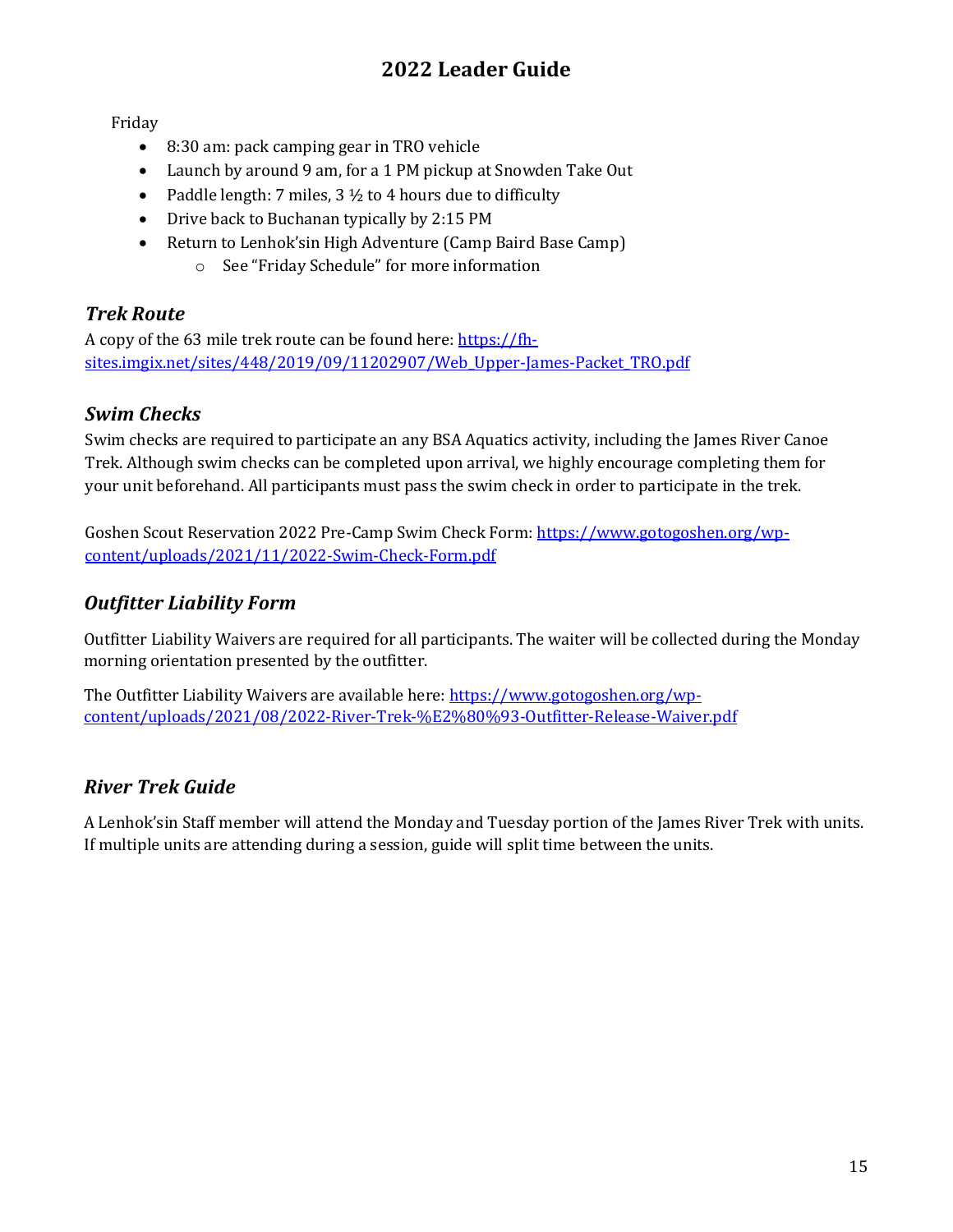Friday

- 8:30 am: pack camping gear in TRO vehicle
- Launch by around 9 am, for a 1 PM pickup at Snowden Take Out
- Paddle length: 7 miles, 3 ½ to 4 hours due to difficulty
- Drive back to Buchanan typically by 2:15 PM
- Return to Lenhok'sin High Adventure (Camp Baird Base Camp)
  - See "Friday Schedule" for more information

### *Trek Route*

A copy of the 63 mile trek route can be found here: [https://fh-sites.imgix.net/sites/448/2019/09/11202907/Web_Upper-James-Packet_TRO.pdf](https://fh-sites.imgix.net/sites/448/2019/09/11202907/Web_Upper-James-Packet_TRO.pdf)

### *Swim Checks*

Swim checks are required to participate an any BSA Aquatics activity, including the James River Canoe Trek. Although swim checks can be completed upon arrival, we highly encourage completing them for your unit beforehand. All participants must pass the swim check in order to participate in the trek.

Goshen Scout Reservation 2022 Pre-Camp Swim Check Form: [https://www.gotogoshen.org/wp-content/uploads/2021/11/2022-Swim-Check-Form.pdf](https://www.gotogoshen.org/wp-content/uploads/2021/11/2022-Swim-Check-Form.pdf)

### *Outfitter Liability Form*

Outfitter Liability Waivers are required for all participants. The waiter will be collected during the Monday morning orientation presented by the outfitter.

The Outfitter Liability Waivers are available here: [https://www.gotogoshen.org/wp-content/uploads/2021/08/2022-River-Trek-%E2%80%93-Outfitter-Release-Waiver.pdf](https://www.gotogoshen.org/wp-content/uploads/2021/08/2022-River-Trek-%E2%80%93-Outfitter-Release-Waiver.pdf)

### *River Trek Guide*

A Lenhok'sin Staff member will attend the Monday and Tuesday portion of the James River Trek with units. If multiple units are attending during a session, guide will split time between the units.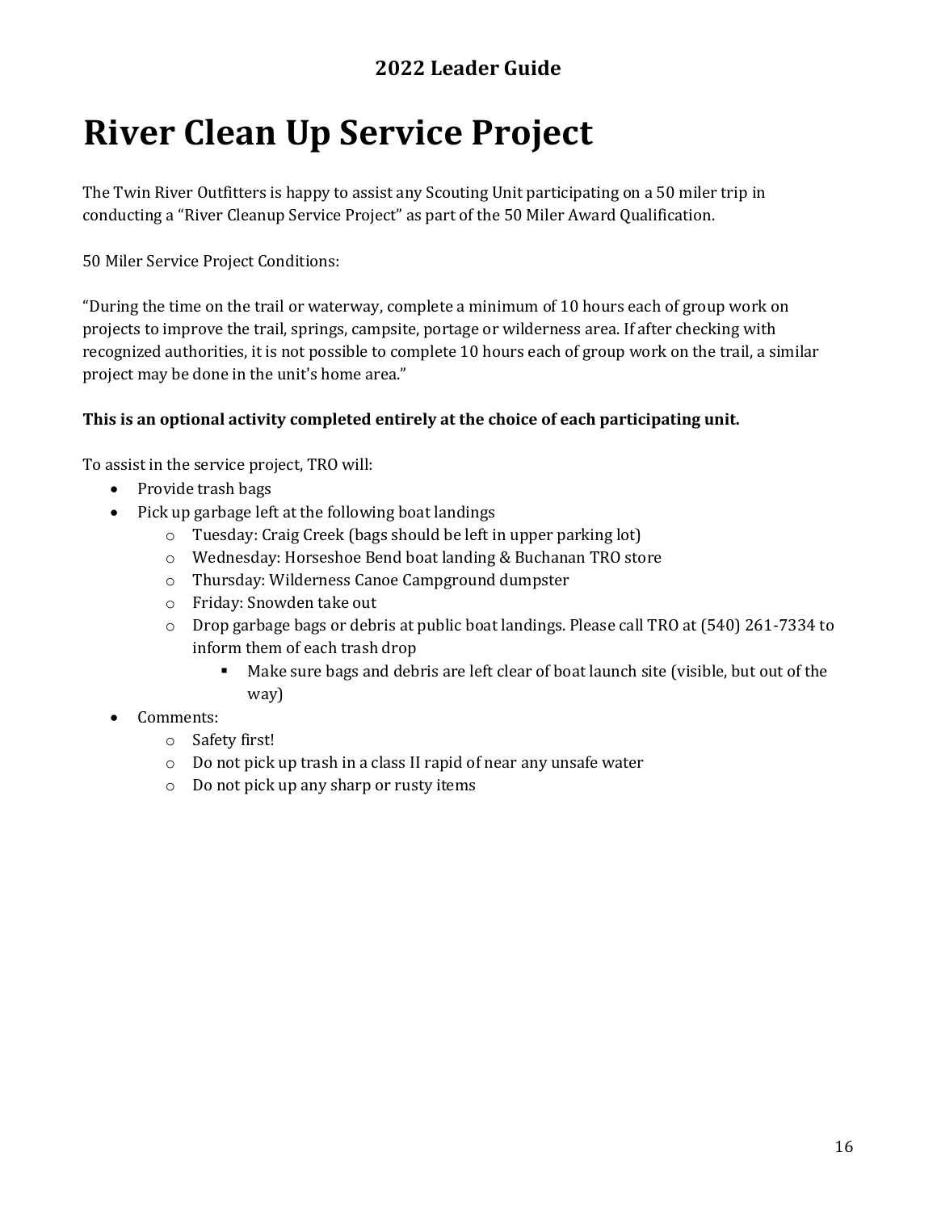# River Clean Up Service Project

The Twin River Outfitters is happy to assist any Scouting Unit participating on a 50 miler trip in conducting a "River Cleanup Service Project" as part of the 50 Miler Award Qualification.

50 Miler Service Project Conditions:

"During the time on the trail or waterway, complete a minimum of 10 hours each of group work on projects to improve the trail, springs, campsite, portage or wilderness area. If after checking with recognized authorities, it is not possible to complete 10 hours each of group work on the trail, a similar project may be done in the unit's home area."

**This is an optional activity completed entirely at the choice of each participating unit.**

To assist in the service project, TRO will:

- Provide trash bags
- Pick up garbage left at the following boat landings
  - Tuesday: Craig Creek (bags should be left in upper parking lot)
  - Wednesday: Horseshoe Bend boat landing & Buchanan TRO store
  - Thursday: Wilderness Canoe Campground dumpster
  - Friday: Snowden take out
  - Drop garbage bags or debris at public boat landings. Please call TRO at (540) 261-7334 to inform them of each trash drop
    - Make sure bags and debris are left clear of boat launch site (visible, but out of the way)
- Comments:
  - Safety first!
  - Do not pick up trash in a class II rapid of near any unsafe water
  - Do not pick up any sharp or rusty items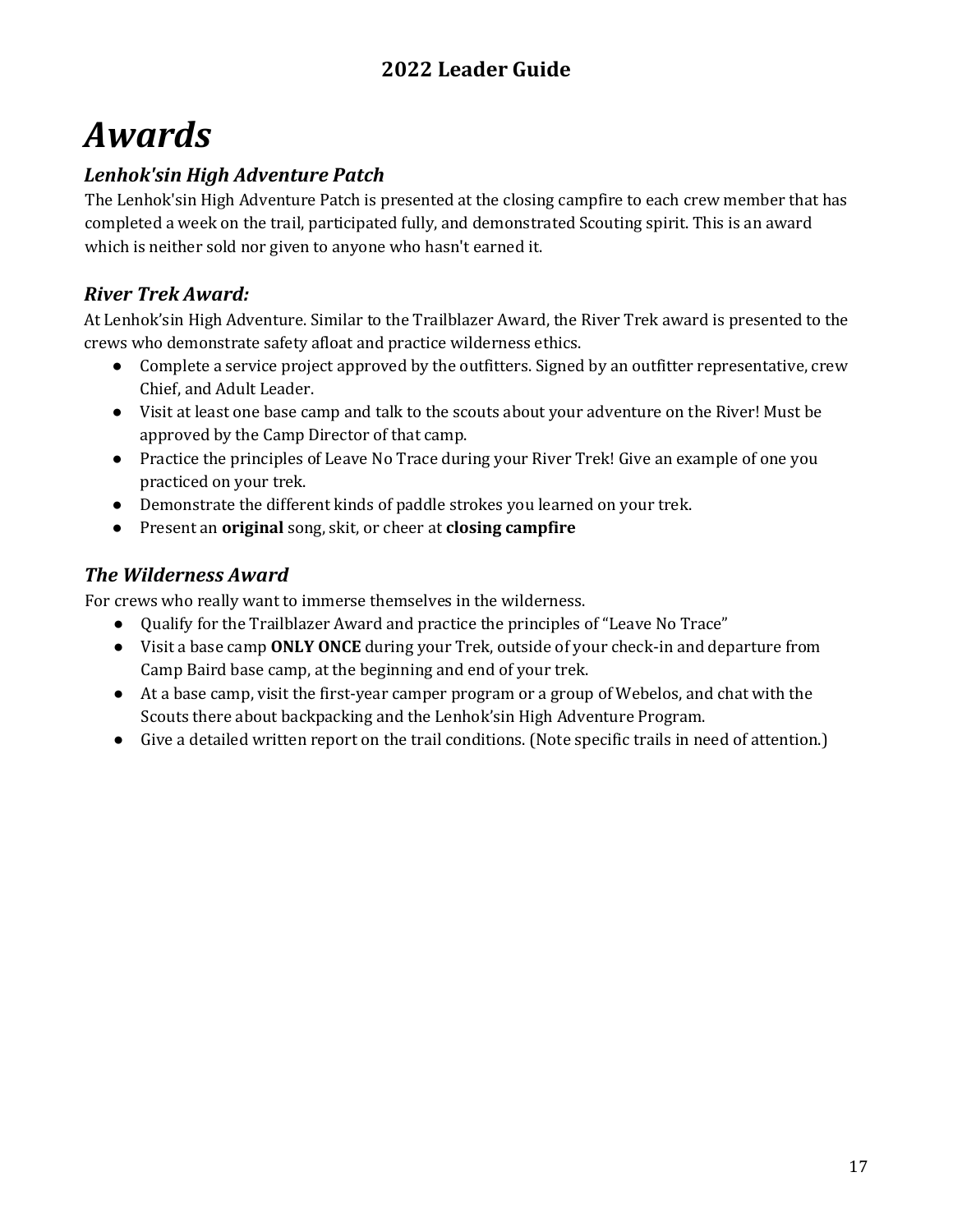# *Awards*

## *Lenhok'sin High Adventure Patch*

The Lenhok'sin High Adventure Patch is presented at the closing campfire to each crew member that has completed a week on the trail, participated fully, and demonstrated Scouting spirit. This is an award which is neither sold nor given to anyone who hasn't earned it.

## *River Trek Award:*

At Lenhok'sin High Adventure. Similar to the Trailblazer Award, the River Trek award is presented to the crews who demonstrate safety afloat and practice wilderness ethics.

- Complete a service project approved by the outfitters. Signed by an outfitter representative, crew Chief, and Adult Leader.
- Visit at least one base camp and talk to the scouts about your adventure on the River! Must be approved by the Camp Director of that camp.
- Practice the principles of Leave No Trace during your River Trek! Give an example of one you practiced on your trek.
- Demonstrate the different kinds of paddle strokes you learned on your trek.
- Present an **original** song, skit, or cheer at **closing campfire**

## *The Wilderness Award*

For crews who really want to immerse themselves in the wilderness.

- Qualify for the Trailblazer Award and practice the principles of "Leave No Trace"
- Visit a base camp **ONLY ONCE** during your Trek, outside of your check-in and departure from Camp Baird base camp, at the beginning and end of your trek.
- At a base camp, visit the first-year camper program or a group of Webelos, and chat with the Scouts there about backpacking and the Lenhok'sin High Adventure Program.
- Give a detailed written report on the trail conditions. (Note specific trails in need of attention.)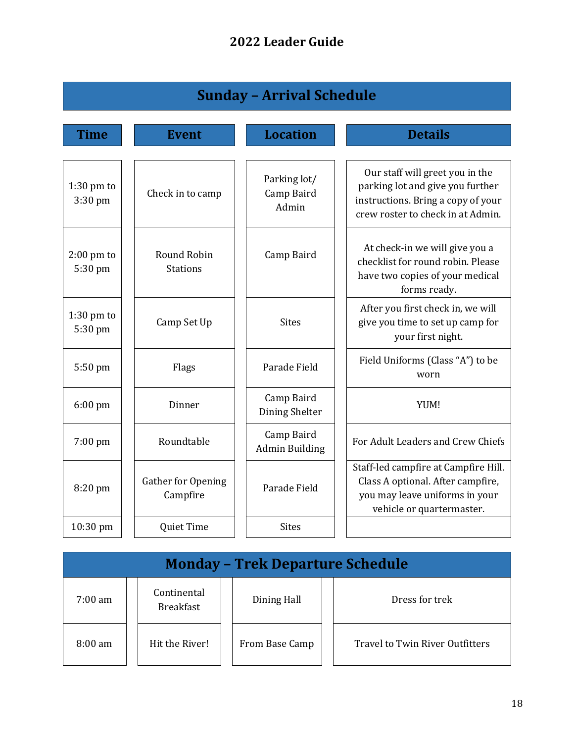## Sunday – Arrival Schedule

| Time | Event | Location | Details |
|---|---|---|---|
| 1:30 pm to 3:30 pm | Check in to camp | Parking lot/ Camp Baird Admin | Our staff will greet you in the parking lot and give you further instructions. Bring a copy of your crew roster to check in at Admin. |
| 2:00 pm to 5:30 pm | Round Robin Stations | Camp Baird | At check-in we will give you a checklist for round robin. Please have two copies of your medical forms ready. |
| 1:30 pm to 5:30 pm | Camp Set Up | Sites | After you first check in, we will give you time to set up camp for your first night. |
| 5:50 pm | Flags | Parade Field | Field Uniforms (Class “A”) to be worn |
| 6:00 pm | Dinner | Camp Baird Dining Shelter | YUM! |
| 7:00 pm | Roundtable | Camp Baird Admin Building | For Adult Leaders and Crew Chiefs |
| 8:20 pm | Gather for Opening Campfire | Parade Field | Staff-led campfire at Campfire Hill. Class A optional. After campfire, you may leave uniforms in your vehicle or quartermaster. |
| 10:30 pm | Quiet Time | Sites | |

## Monday – Trek Departure Schedule

| | | | |
|---|---|---|---|
| 7:00 am | Continental Breakfast | Dining Hall | Dress for trek |
| 8:00 am | Hit the River! | From Base Camp | Travel to Twin River Outfitters |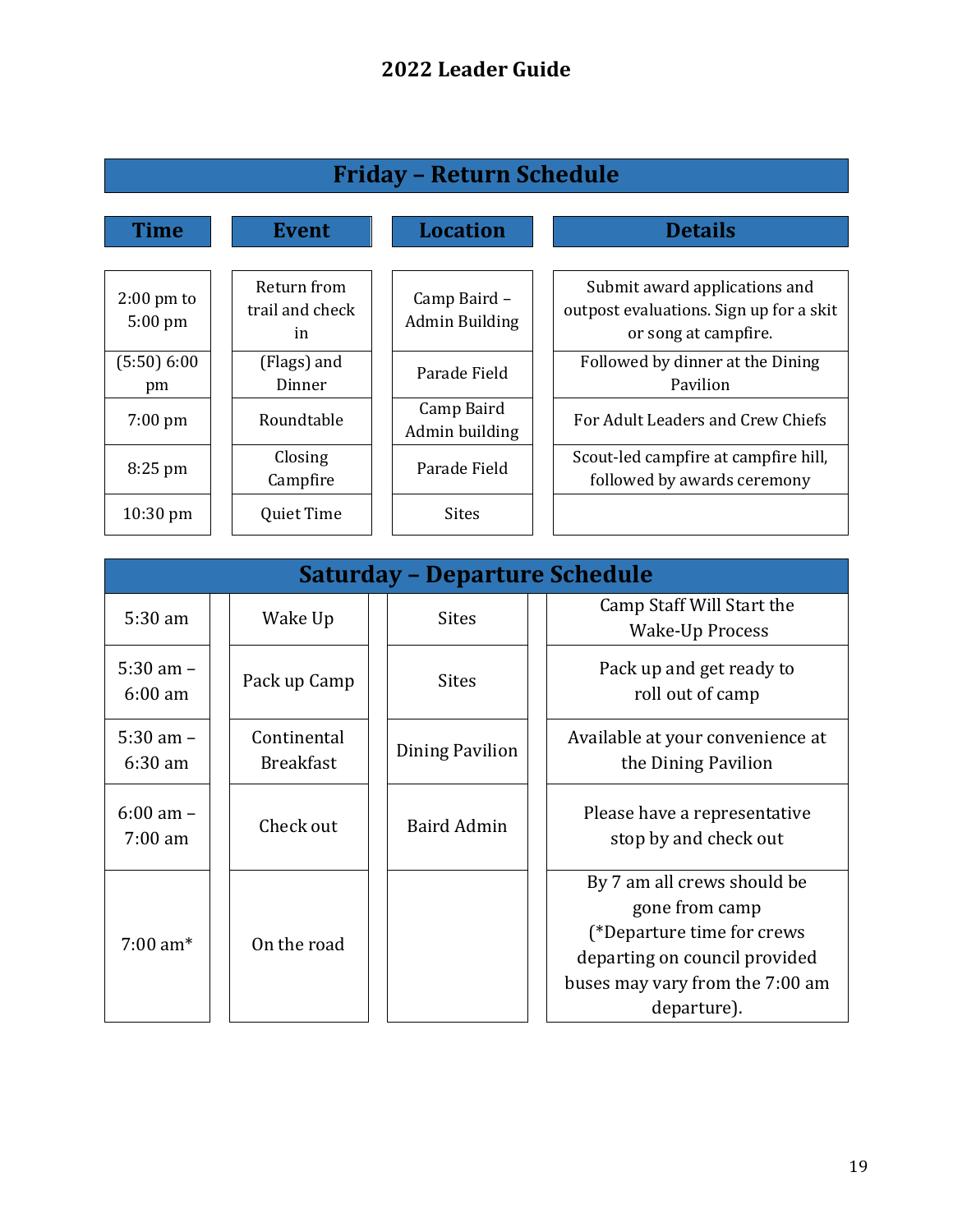## Friday – Return Schedule

| Time | Event | Location | Details |
|---|---|---|---|
| 2:00 pm to 5:00 pm | Return from trail and check in | Camp Baird – Admin Building | Submit award applications and outpost evaluations. Sign up for a skit or song at campfire. |
| (5:50) 6:00 pm | (Flags) and Dinner | Parade Field | Followed by dinner at the Dining Pavilion |
| 7:00 pm | Roundtable | Camp Baird Admin building | For Adult Leaders and Crew Chiefs |
| 8:25 pm | Closing Campfire | Parade Field | Scout-led campfire at campfire hill, followed by awards ceremony |
| 10:30 pm | Quiet Time | Sites | |

## Saturday – Departure Schedule

| | | | |
|---|---|---|---|
| 5:30 am | Wake Up | Sites | Camp Staff Will Start the Wake-Up Process |
| 5:30 am – 6:00 am | Pack up Camp | Sites | Pack up and get ready to roll out of camp |
| 5:30 am – 6:30 am | Continental Breakfast | Dining Pavilion | Available at your convenience at the Dining Pavilion |
| 6:00 am – 7:00 am | Check out | Baird Admin | Please have a representative stop by and check out |
| 7:00 am* | On the road | | By 7 am all crews should be gone from camp (*Departure time for crews departing on council provided buses may vary from the 7:00 am departure). |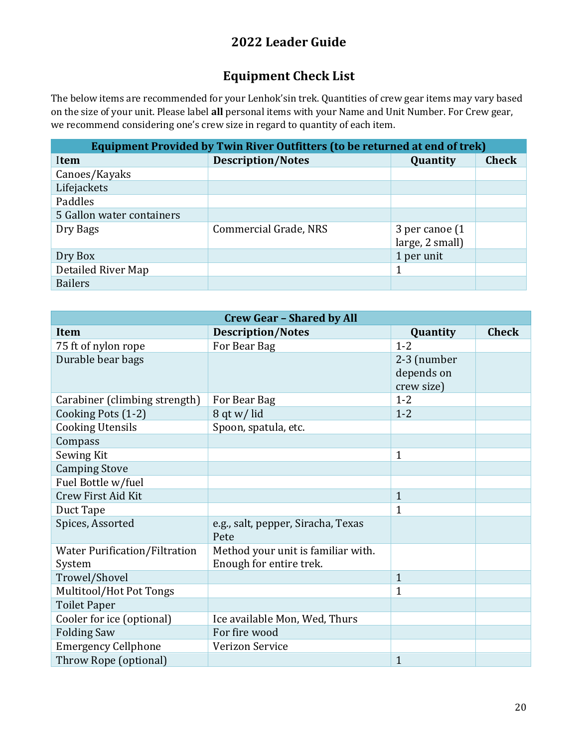## 2022 Leader Guide

## Equipment Check List

The below items are recommended for your Lenhok'sin trek. Quantities of crew gear items may vary based on the size of your unit. Please label **all** personal items with your Name and Unit Number. For Crew gear, we recommend considering one's crew size in regard to quantity of each item.

| **Equipment Provided by Twin River Outfitters (to be returned at end of trek)** | | | |
|---|---|---|---|
| **Item** | **Description/Notes** | **Quantity** | **Check** |
| Canoes/Kayaks | | | |
| Lifejackets | | | |
| Paddles | | | |
| 5 Gallon water containers | | | |
| Dry Bags | Commercial Grade, NRS | 3 per canoe (1 large, 2 small) | |
| Dry Box | | 1 per unit | |
| Detailed River Map | | 1 | |
| Bailers | | | |

| **Crew Gear – Shared by All** | | | |
|---|---|---|---|
| **Item** | **Description/Notes** | **Quantity** | **Check** |
| 75 ft of nylon rope | For Bear Bag | 1-2 | |
| Durable bear bags | | 2-3 (number depends on crew size) | |
| Carabiner (climbing strength) | For Bear Bag | 1-2 | |
| Cooking Pots (1-2) | 8 qt w/ lid | 1-2 | |
| Cooking Utensils | Spoon, spatula, etc. | | |
| Compass | | | |
| Sewing Kit | | 1 | |
| Camping Stove | | | |
| Fuel Bottle w/fuel | | | |
| Crew First Aid Kit | | 1 | |
| Duct Tape | | 1 | |
| Spices, Assorted | e.g., salt, pepper, Siracha, Texas Pete | | |
| Water Purification/Filtration System | Method your unit is familiar with. Enough for entire trek. | | |
| Trowel/Shovel | | 1 | |
| Multitool/Hot Pot Tongs | | 1 | |
| Toilet Paper | | | |
| Cooler for ice (optional) | Ice available Mon, Wed, Thurs | | |
| Folding Saw | For fire wood | | |
| Emergency Cellphone | Verizon Service | | |
| Throw Rope (optional) | | 1 | |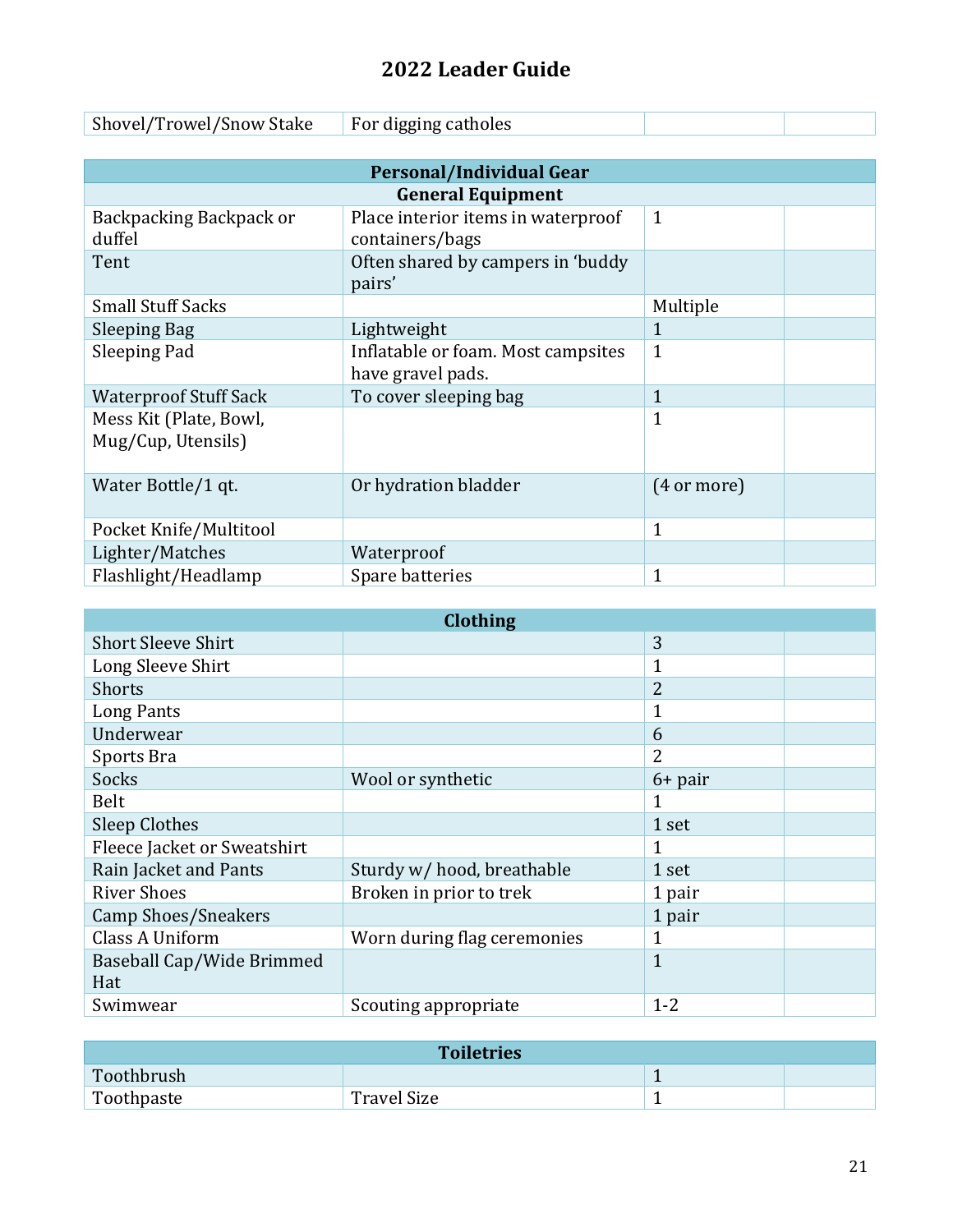| | | | |
|---|---|---|---|
| Shovel/Trowel/Snow Stake | For digging catholes | | |

| Personal/Individual Gear | | | |
|---|---|---|---|
| General Equipment | | | |
| Backpacking Backpack or duffel | Place interior items in waterproof containers/bags | 1 | |
| Tent | Often shared by campers in 'buddy pairs' | | |
| Small Stuff Sacks | | Multiple | |
| Sleeping Bag | Lightweight | 1 | |
| Sleeping Pad | Inflatable or foam. Most campsites have gravel pads. | 1 | |
| Waterproof Stuff Sack | To cover sleeping bag | 1 | |
| Mess Kit (Plate, Bowl, Mug/Cup, Utensils) | | 1 | |
| Water Bottle/1 qt. | Or hydration bladder | (4 or more) | |
| Pocket Knife/Multitool | | 1 | |
| Lighter/Matches | Waterproof | | |
| Flashlight/Headlamp | Spare batteries | 1 | |

| Clothing | | | |
|---|---|---|---|
| Short Sleeve Shirt | | 3 | |
| Long Sleeve Shirt | | 1 | |
| Shorts | | 2 | |
| Long Pants | | 1 | |
| Underwear | | 6 | |
| Sports Bra | | 2 | |
| Socks | Wool or synthetic | 6+ pair | |
| Belt | | 1 | |
| Sleep Clothes | | 1 set | |
| Fleece Jacket or Sweatshirt | | 1 | |
| Rain Jacket and Pants | Sturdy w/ hood, breathable | 1 set | |
| River Shoes | Broken in prior to trek | 1 pair | |
| Camp Shoes/Sneakers | | 1 pair | |
| Class A Uniform | Worn during flag ceremonies | 1 | |
| Baseball Cap/Wide Brimmed Hat | | 1 | |
| Swimwear | Scouting appropriate | 1-2 | |

| Toiletries | | | |
|---|---|---|---|
| Toothbrush | | 1 | |
| Toothpaste | Travel Size | 1 | |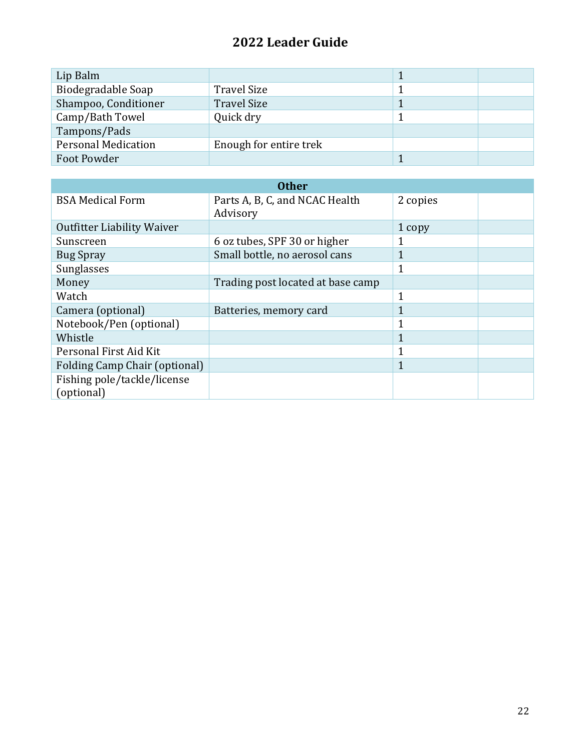| | | | |
|---|---|---|---|
| Lip Balm | | 1 | |
| Biodegradable Soap | Travel Size | 1 | |
| Shampoo, Conditioner | Travel Size | 1 | |
| Camp/Bath Towel | Quick dry | 1 | |
| Tampons/Pads | | | |
| Personal Medication | Enough for entire trek | | |
| Foot Powder | | 1 | |

| Other | | | |
|---|---|---|---|
| BSA Medical Form | Parts A, B, C, and NCAC Health Advisory | 2 copies | |
| Outfitter Liability Waiver | | 1 copy | |
| Sunscreen | 6 oz tubes, SPF 30 or higher | 1 | |
| Bug Spray | Small bottle, no aerosol cans | 1 | |
| Sunglasses | | 1 | |
| Money | Trading post located at base camp | | |
| Watch | | 1 | |
| Camera (optional) | Batteries, memory card | 1 | |
| Notebook/Pen (optional) | | 1 | |
| Whistle | | 1 | |
| Personal First Aid Kit | | 1 | |
| Folding Camp Chair (optional) | | 1 | |
| Fishing pole/tackle/license (optional) | | | |